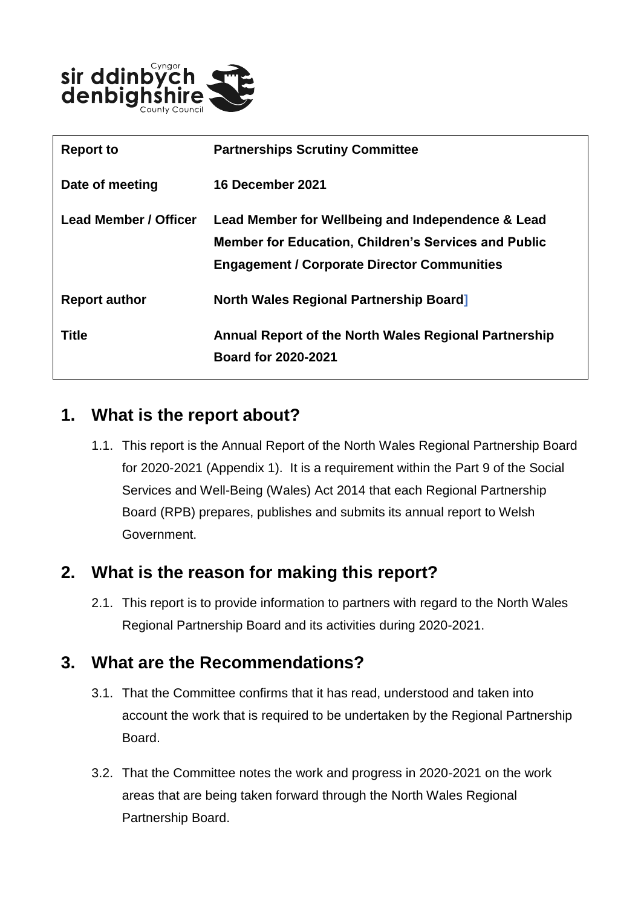| Report to | Partnerships Scrutiny Committee |
| --- | --- |
| Date of meeting | 16 December 2021 |
| Lead Member / Officer | Lead Member for Wellbeing and Independence & Lead Member for Education, Children's Services and Public Engagement / Corporate Director Communities |
| Report author | North Wales Regional Partnership Board] |
| Title | Annual Report of the North Wales Regional Partnership Board for 2020-2021 |

## 1. What is the report about?

1.1. This report is the Annual Report of the North Wales Regional Partnership Board for 2020-2021 (Appendix 1). It is a requirement within the Part 9 of the Social Services and Well-Being (Wales) Act 2014 that each Regional Partnership Board (RPB) prepares, publishes and submits its annual report to Welsh Government.

## 2. What is the reason for making this report?

2.1. This report is to provide information to partners with regard to the North Wales Regional Partnership Board and its activities during 2020-2021.

## 3. What are the Recommendations?

3.1. That the Committee confirms that it has read, understood and taken into account the work that is required to be undertaken by the Regional Partnership Board.

3.2. That the Committee notes the work and progress in 2020-2021 on the work areas that are being taken forward through the North Wales Regional Partnership Board.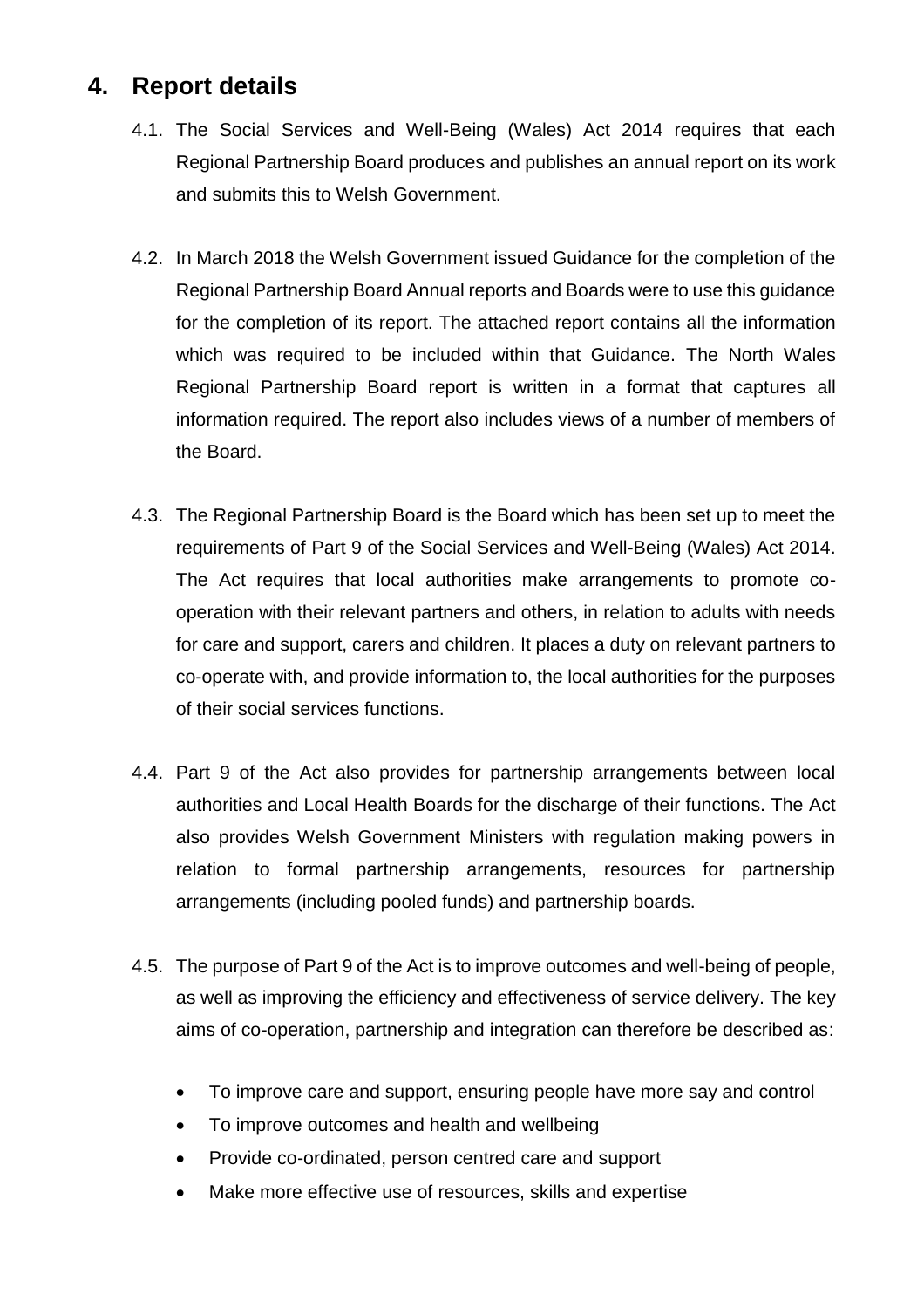## 4. Report details

4.1. The Social Services and Well-Being (Wales) Act 2014 requires that each Regional Partnership Board produces and publishes an annual report on its work and submits this to Welsh Government.

4.2. In March 2018 the Welsh Government issued Guidance for the completion of the Regional Partnership Board Annual reports and Boards were to use this guidance for the completion of its report. The attached report contains all the information which was required to be included within that Guidance. The North Wales Regional Partnership Board report is written in a format that captures all information required. The report also includes views of a number of members of the Board.

4.3. The Regional Partnership Board is the Board which has been set up to meet the requirements of Part 9 of the Social Services and Well-Being (Wales) Act 2014. The Act requires that local authorities make arrangements to promote co-operation with their relevant partners and others, in relation to adults with needs for care and support, carers and children. It places a duty on relevant partners to co-operate with, and provide information to, the local authorities for the purposes of their social services functions.

4.4. Part 9 of the Act also provides for partnership arrangements between local authorities and Local Health Boards for the discharge of their functions. The Act also provides Welsh Government Ministers with regulation making powers in relation to formal partnership arrangements, resources for partnership arrangements (including pooled funds) and partnership boards.

4.5. The purpose of Part 9 of the Act is to improve outcomes and well-being of people, as well as improving the efficiency and effectiveness of service delivery. The key aims of co-operation, partnership and integration can therefore be described as:

- To improve care and support, ensuring people have more say and control
- To improve outcomes and health and wellbeing
- Provide co-ordinated, person centred care and support
- Make more effective use of resources, skills and expertise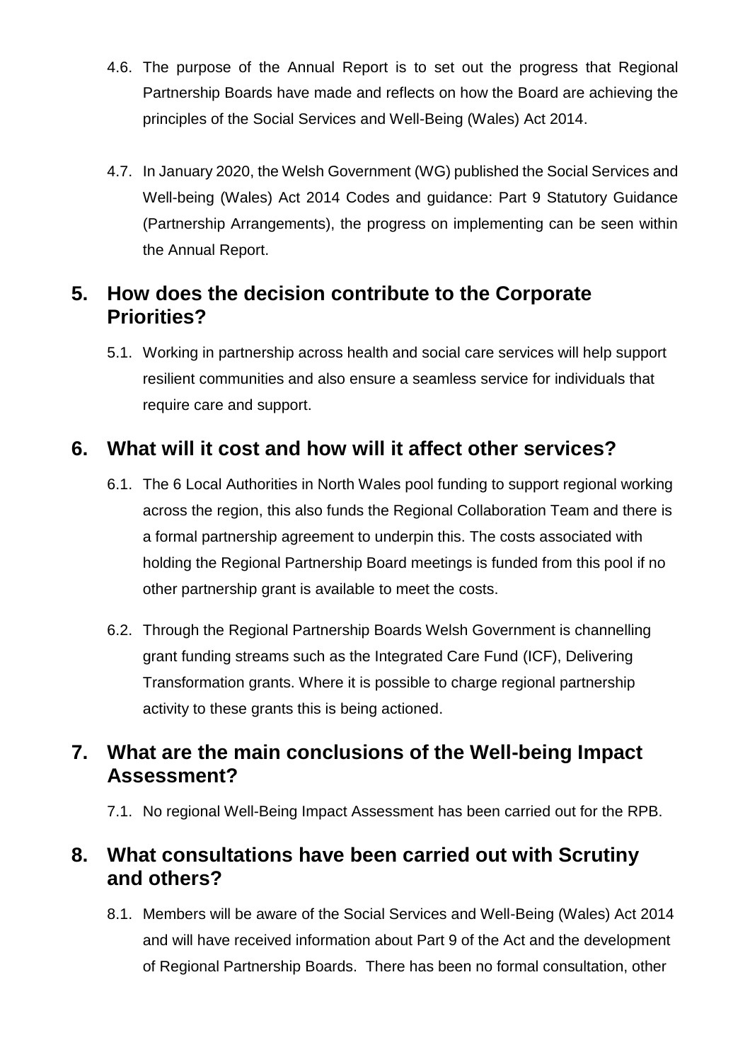4.6. The purpose of the Annual Report is to set out the progress that Regional Partnership Boards have made and reflects on how the Board are achieving the principles of the Social Services and Well-Being (Wales) Act 2014.

4.7. In January 2020, the Welsh Government (WG) published the Social Services and Well-being (Wales) Act 2014 Codes and guidance: Part 9 Statutory Guidance (Partnership Arrangements), the progress on implementing can be seen within the Annual Report.

## 5. How does the decision contribute to the Corporate Priorities?

5.1. Working in partnership across health and social care services will help support resilient communities and also ensure a seamless service for individuals that require care and support.

## 6. What will it cost and how will it affect other services?

6.1. The 6 Local Authorities in North Wales pool funding to support regional working across the region, this also funds the Regional Collaboration Team and there is a formal partnership agreement to underpin this. The costs associated with holding the Regional Partnership Board meetings is funded from this pool if no other partnership grant is available to meet the costs.

6.2. Through the Regional Partnership Boards Welsh Government is channelling grant funding streams such as the Integrated Care Fund (ICF), Delivering Transformation grants. Where it is possible to charge regional partnership activity to these grants this is being actioned.

## 7. What are the main conclusions of the Well-being Impact Assessment?

7.1. No regional Well-Being Impact Assessment has been carried out for the RPB.

## 8. What consultations have been carried out with Scrutiny and others?

8.1. Members will be aware of the Social Services and Well-Being (Wales) Act 2014 and will have received information about Part 9 of the Act and the development of Regional Partnership Boards. There has been no formal consultation, other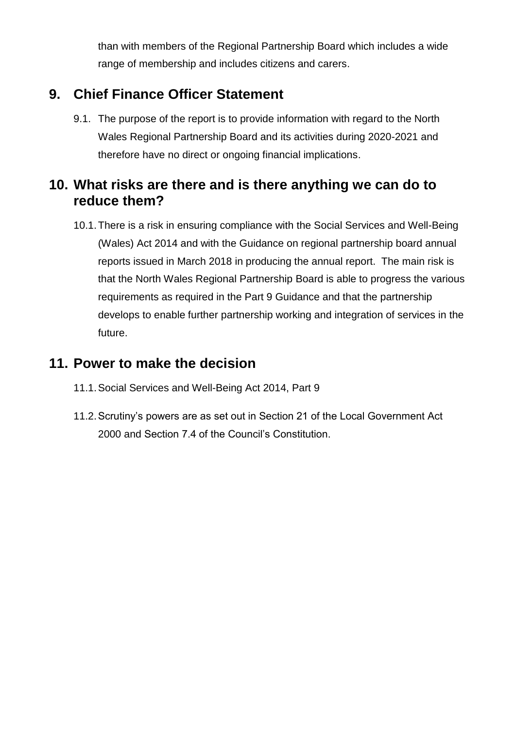than with members of the Regional Partnership Board which includes a wide range of membership and includes citizens and carers.

## 9. Chief Finance Officer Statement

9.1. The purpose of the report is to provide information with regard to the North Wales Regional Partnership Board and its activities during 2020-2021 and therefore have no direct or ongoing financial implications.

## 10. What risks are there and is there anything we can do to reduce them?

10.1. There is a risk in ensuring compliance with the Social Services and Well-Being (Wales) Act 2014 and with the Guidance on regional partnership board annual reports issued in March 2018 in producing the annual report. The main risk is that the North Wales Regional Partnership Board is able to progress the various requirements as required in the Part 9 Guidance and that the partnership develops to enable further partnership working and integration of services in the future.

## 11. Power to make the decision

11.1. Social Services and Well-Being Act 2014, Part 9

11.2. Scrutiny's powers are as set out in Section 21 of the Local Government Act 2000 and Section 7.4 of the Council's Constitution.